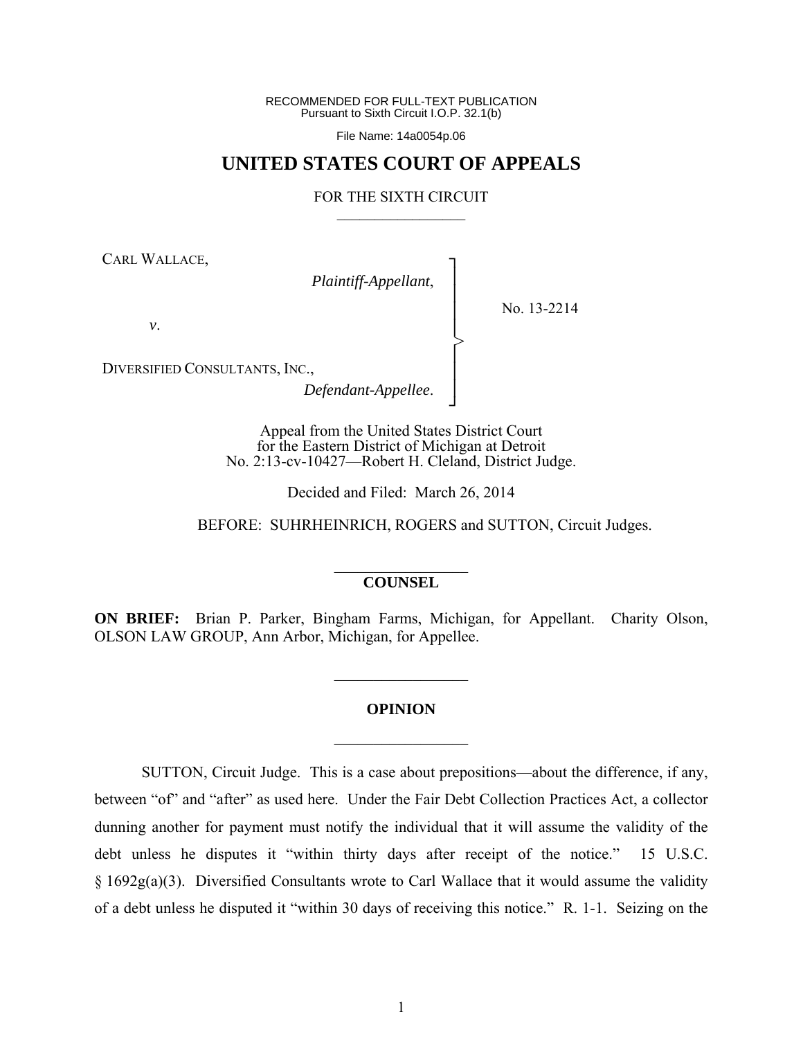RECOMMENDED FOR FULL-TEXT PUBLICATION
Pursuant to Sixth Circuit I.O.P. 32.1(b)

File Name: 14a0054p.06

# UNITED STATES COURT OF APPEALS

FOR THE SIXTH CIRCUIT

---

CARL WALLACE,
*Plaintiff-Appellant*,

*v*.

DIVERSIFIED CONSULTANTS, INC.,
*Defendant-Appellee*.

No. 13-2214

Appeal from the United States District Court
for the Eastern District of Michigan at Detroit
No. 2:13-cv-10427—Robert H. Cleland, District Judge.

Decided and Filed: March 26, 2014

BEFORE: SUHRHEINRICH, ROGERS and SUTTON, Circuit Judges.

---

**COUNSEL**

**ON BRIEF:** Brian P. Parker, Bingham Farms, Michigan, for Appellant. Charity Olson, OLSON LAW GROUP, Ann Arbor, Michigan, for Appellee.

---

**OPINION**

---

SUTTON, Circuit Judge. This is a case about prepositions—about the difference, if any, between "of" and "after" as used here. Under the Fair Debt Collection Practices Act, a collector dunning another for payment must notify the individual that it will assume the validity of the debt unless he disputes it "within thirty days after receipt of the notice." 15 U.S.C. § 1692g(a)(3). Diversified Consultants wrote to Carl Wallace that it would assume the validity of a debt unless he disputed it "within 30 days of receiving this notice." R. 1-1. Seizing on the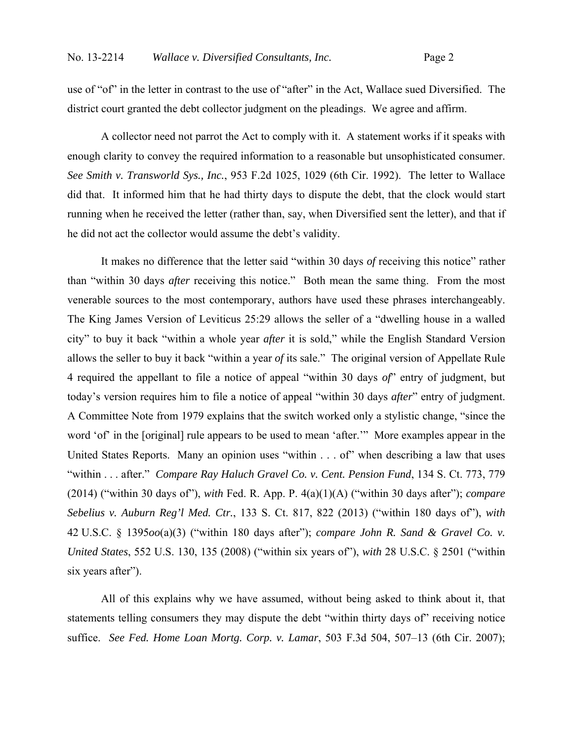use of "of" in the letter in contrast to the use of "after" in the Act, Wallace sued Diversified. The district court granted the debt collector judgment on the pleadings. We agree and affirm.

A collector need not parrot the Act to comply with it. A statement works if it speaks with enough clarity to convey the required information to a reasonable but unsophisticated consumer. *See Smith v. Transworld Sys., Inc.*, 953 F.2d 1025, 1029 (6th Cir. 1992). The letter to Wallace did that. It informed him that he had thirty days to dispute the debt, that the clock would start running when he received the letter (rather than, say, when Diversified sent the letter), and that if he did not act the collector would assume the debt's validity.

It makes no difference that the letter said "within 30 days *of* receiving this notice" rather than "within 30 days *after* receiving this notice." Both mean the same thing. From the most venerable sources to the most contemporary, authors have used these phrases interchangeably. The King James Version of Leviticus 25:29 allows the seller of a "dwelling house in a walled city" to buy it back "within a whole year *after* it is sold," while the English Standard Version allows the seller to buy it back "within a year *of* its sale." The original version of Appellate Rule 4 required the appellant to file a notice of appeal "within 30 days *of*" entry of judgment, but today's version requires him to file a notice of appeal "within 30 days *after*" entry of judgment. A Committee Note from 1979 explains that the switch worked only a stylistic change, "since the word 'of' in the [original] rule appears to be used to mean 'after.'" More examples appear in the United States Reports. Many an opinion uses "within . . . of" when describing a law that uses "within . . . after." *Compare Ray Haluch Gravel Co. v. Cent. Pension Fund*, 134 S. Ct. 773, 779 (2014) ("within 30 days of"), *with* Fed. R. App. P. 4(a)(1)(A) ("within 30 days after"); *compare Sebelius v. Auburn Reg'l Med. Ctr.*, 133 S. Ct. 817, 822 (2013) ("within 180 days of"), *with* 42 U.S.C. § 1395*oo*(a)(3) ("within 180 days after"); *compare John R. Sand & Gravel Co. v. United States*, 552 U.S. 130, 135 (2008) ("within six years of"), *with* 28 U.S.C. § 2501 ("within six years after").

All of this explains why we have assumed, without being asked to think about it, that statements telling consumers they may dispute the debt "within thirty days of" receiving notice suffice. *See Fed. Home Loan Mortg. Corp. v. Lamar*, 503 F.3d 504, 507–13 (6th Cir. 2007);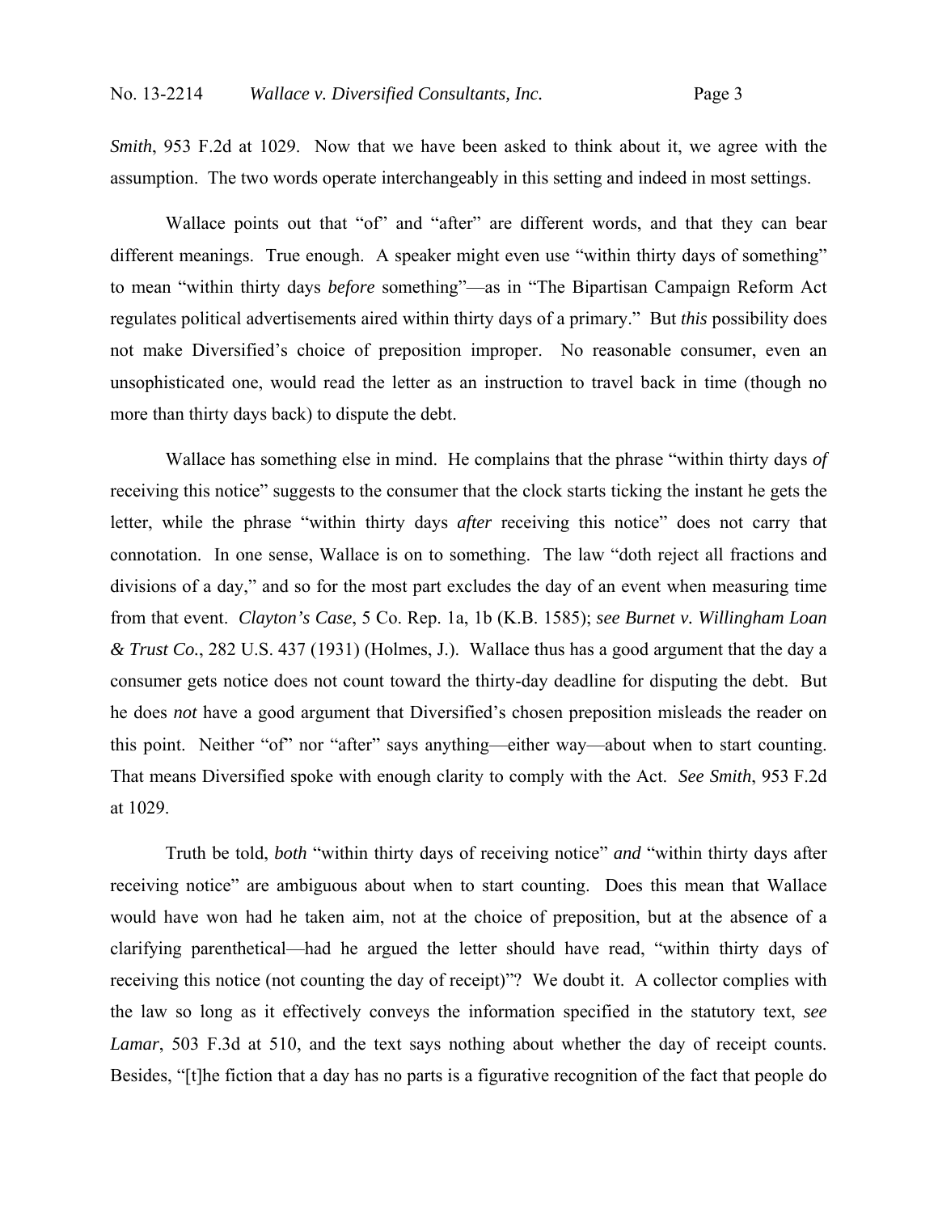*Smith*, 953 F.2d at 1029. Now that we have been asked to think about it, we agree with the assumption. The two words operate interchangeably in this setting and indeed in most settings.

Wallace points out that "of" and "after" are different words, and that they can bear different meanings. True enough. A speaker might even use "within thirty days of something" to mean "within thirty days *before* something"—as in "The Bipartisan Campaign Reform Act regulates political advertisements aired within thirty days of a primary." But *this* possibility does not make Diversified's choice of preposition improper. No reasonable consumer, even an unsophisticated one, would read the letter as an instruction to travel back in time (though no more than thirty days back) to dispute the debt.

Wallace has something else in mind. He complains that the phrase "within thirty days *of* receiving this notice" suggests to the consumer that the clock starts ticking the instant he gets the letter, while the phrase "within thirty days *after* receiving this notice" does not carry that connotation. In one sense, Wallace is on to something. The law "doth reject all fractions and divisions of a day," and so for the most part excludes the day of an event when measuring time from that event. *Clayton's Case*, 5 Co. Rep. 1a, 1b (K.B. 1585); *see Burnet v. Willingham Loan & Trust Co.*, 282 U.S. 437 (1931) (Holmes, J.). Wallace thus has a good argument that the day a consumer gets notice does not count toward the thirty-day deadline for disputing the debt. But he does *not* have a good argument that Diversified's chosen preposition misleads the reader on this point. Neither "of" nor "after" says anything—either way—about when to start counting. That means Diversified spoke with enough clarity to comply with the Act. *See Smith*, 953 F.2d at 1029.

Truth be told, *both* "within thirty days of receiving notice" *and* "within thirty days after receiving notice" are ambiguous about when to start counting. Does this mean that Wallace would have won had he taken aim, not at the choice of preposition, but at the absence of a clarifying parenthetical—had he argued the letter should have read, "within thirty days of receiving this notice (not counting the day of receipt)"? We doubt it. A collector complies with the law so long as it effectively conveys the information specified in the statutory text, *see Lamar*, 503 F.3d at 510, and the text says nothing about whether the day of receipt counts. Besides, "[t]he fiction that a day has no parts is a figurative recognition of the fact that people do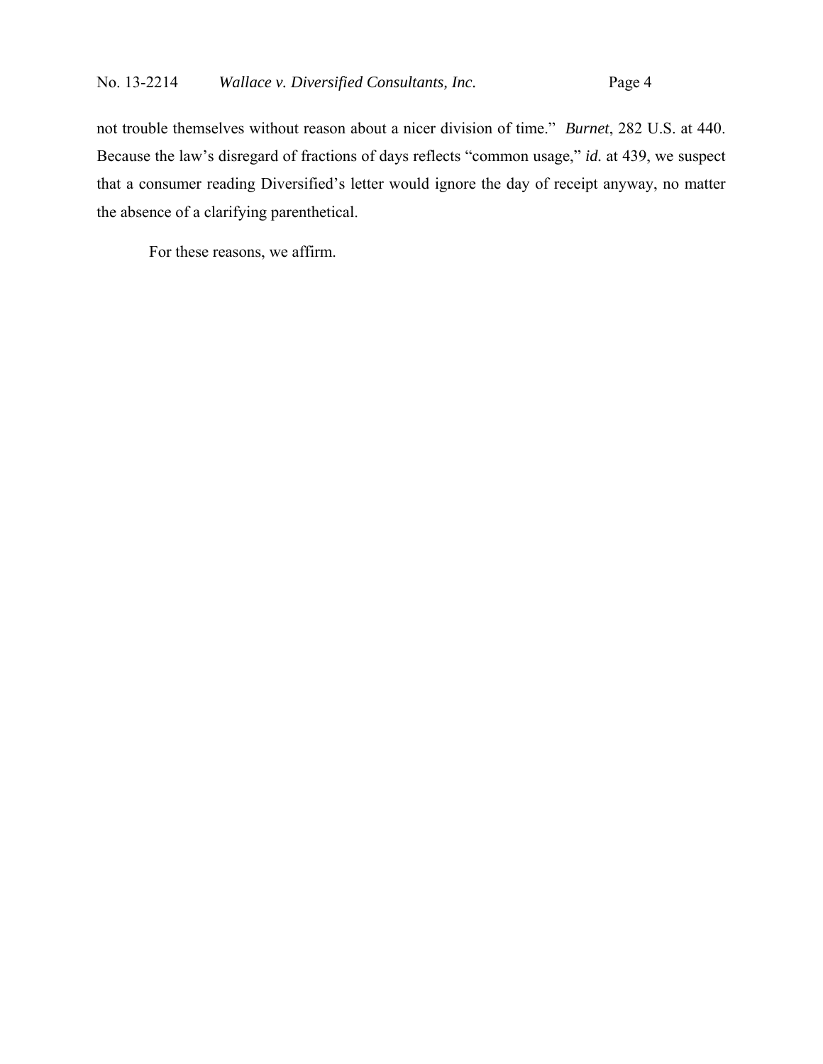not trouble themselves without reason about a nicer division of time." *Burnet*, 282 U.S. at 440. Because the law's disregard of fractions of days reflects "common usage," *id.* at 439, we suspect that a consumer reading Diversified's letter would ignore the day of receipt anyway, no matter the absence of a clarifying parenthetical.

For these reasons, we affirm.